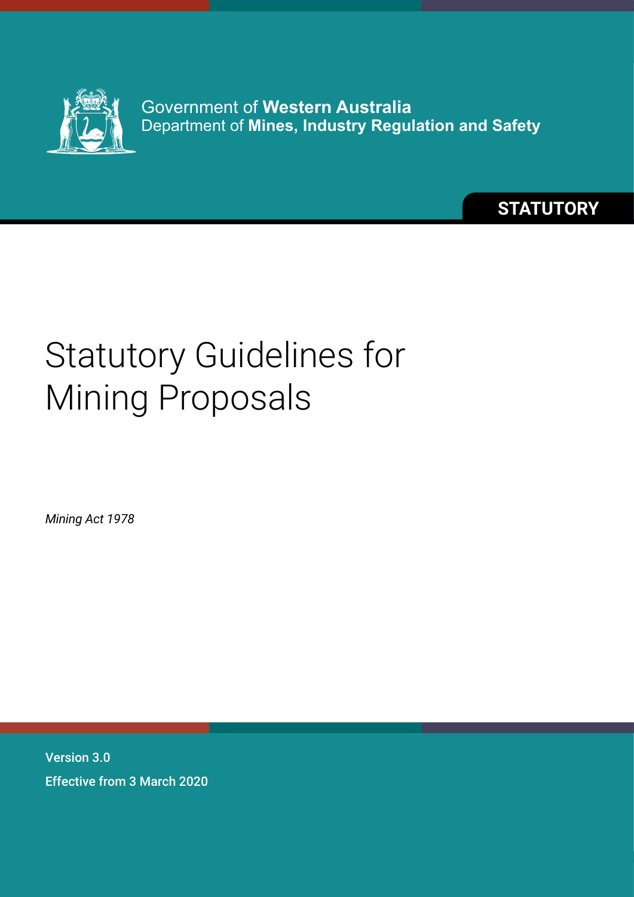Government of **Western Australia**
Department of **Mines, Industry Regulation and Safety**

**STATUTORY**

# Statutory Guidelines for Mining Proposals

*Mining Act 1978*

**Version 3.0**

**Effective from 3 March 2020**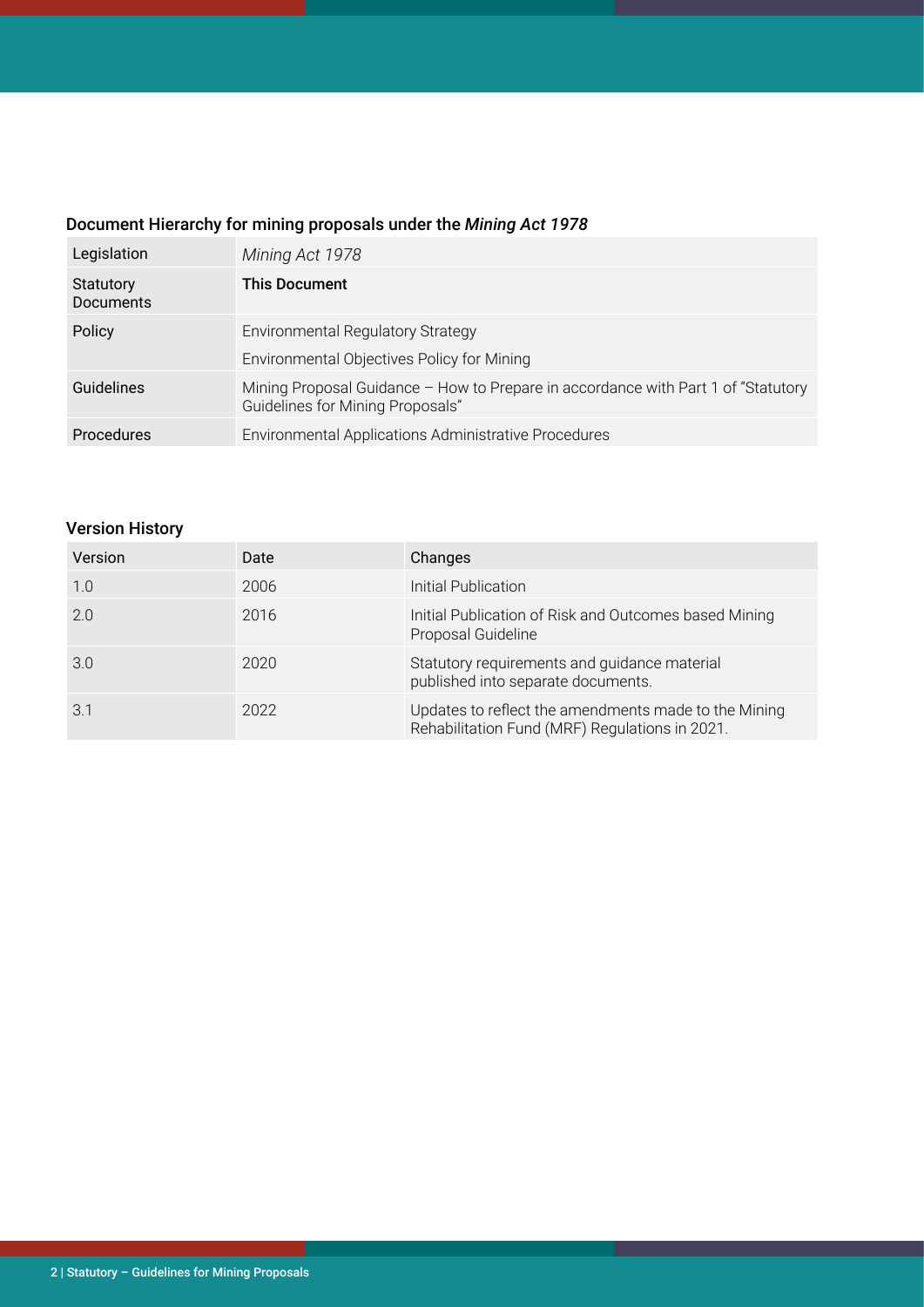## Document Hierarchy for mining proposals under the *Mining Act 1978*

| | |
|---|---|
| Legislation | *Mining Act 1978* |
| Statutory Documents | **This Document** |
| Policy | Environmental Regulatory Strategy<br>Environmental Objectives Policy for Mining |
| Guidelines | Mining Proposal Guidance – How to Prepare in accordance with Part 1 of "Statutory Guidelines for Mining Proposals" |
| Procedures | Environmental Applications Administrative Procedures |

## Version History

| Version | Date | Changes |
|---|---|---|
| 1.0 | 2006 | Initial Publication |
| 2.0 | 2016 | Initial Publication of Risk and Outcomes based Mining Proposal Guideline |
| 3.0 | 2020 | Statutory requirements and guidance material published into separate documents. |
| 3.1 | 2022 | Updates to reflect the amendments made to the Mining Rehabilitation Fund (MRF) Regulations in 2021. |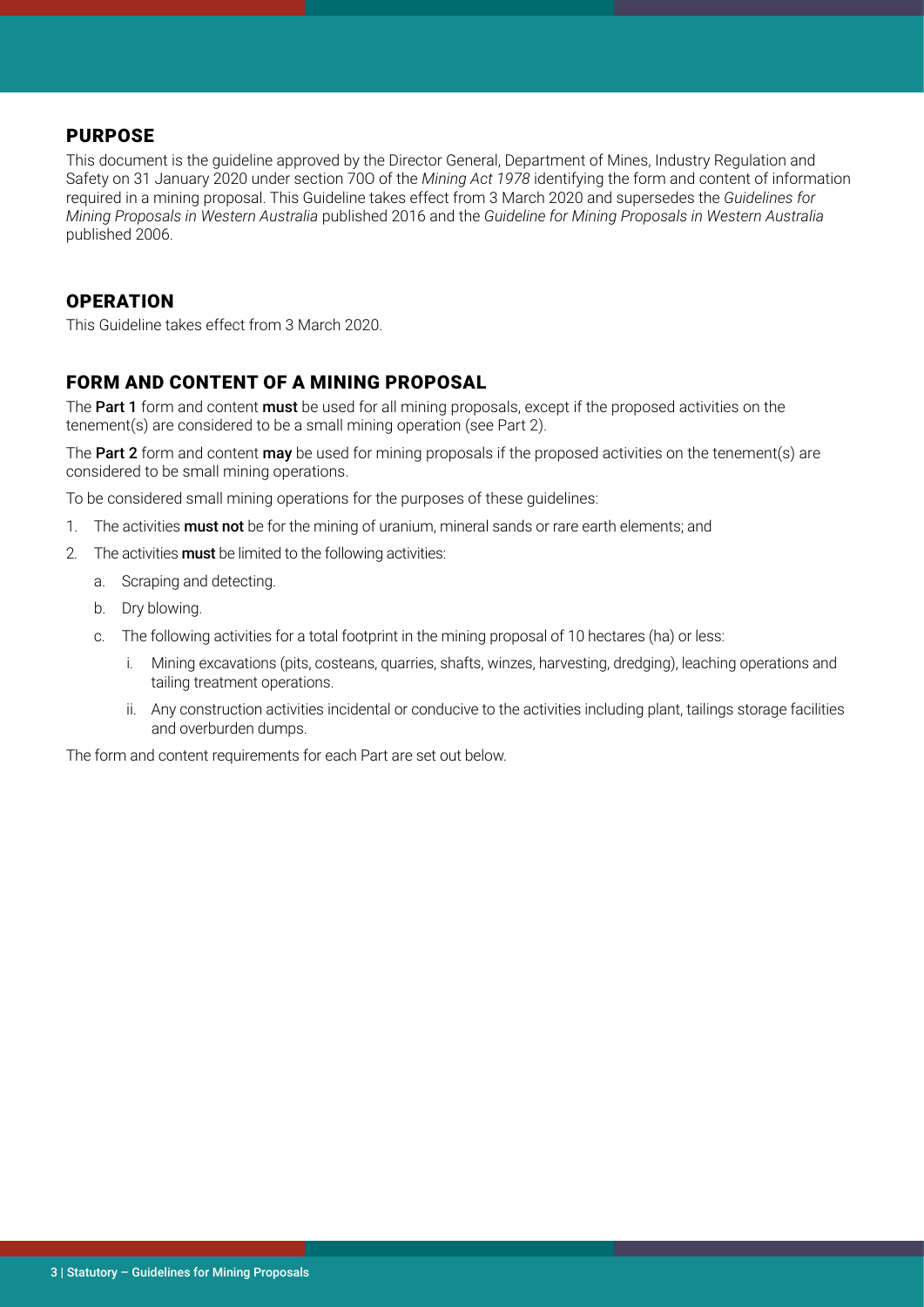## PURPOSE

This document is the guideline approved by the Director General, Department of Mines, Industry Regulation and Safety on 31 January 2020 under section 70O of the *Mining Act 1978* identifying the form and content of information required in a mining proposal. This Guideline takes effect from 3 March 2020 and supersedes the *Guidelines for Mining Proposals in Western Australia* published 2016 and the *Guideline for Mining Proposals in Western Australia* published 2006.

## OPERATION

This Guideline takes effect from 3 March 2020.

## FORM AND CONTENT OF A MINING PROPOSAL

The **Part 1** form and content **must** be used for all mining proposals, except if the proposed activities on the tenement(s) are considered to be a small mining operation (see Part 2).

The **Part 2** form and content **may** be used for mining proposals if the proposed activities on the tenement(s) are considered to be small mining operations.

To be considered small mining operations for the purposes of these guidelines:

1. The activities **must not** be for the mining of uranium, mineral sands or rare earth elements; and
2. The activities **must** be limited to the following activities:
   a. Scraping and detecting.
   b. Dry blowing.
   c. The following activities for a total footprint in the mining proposal of 10 hectares (ha) or less:
      i. Mining excavations (pits, costeans, quarries, shafts, winzes, harvesting, dredging), leaching operations and tailing treatment operations.
      ii. Any construction activities incidental or conducive to the activities including plant, tailings storage facilities and overburden dumps.

The form and content requirements for each Part are set out below.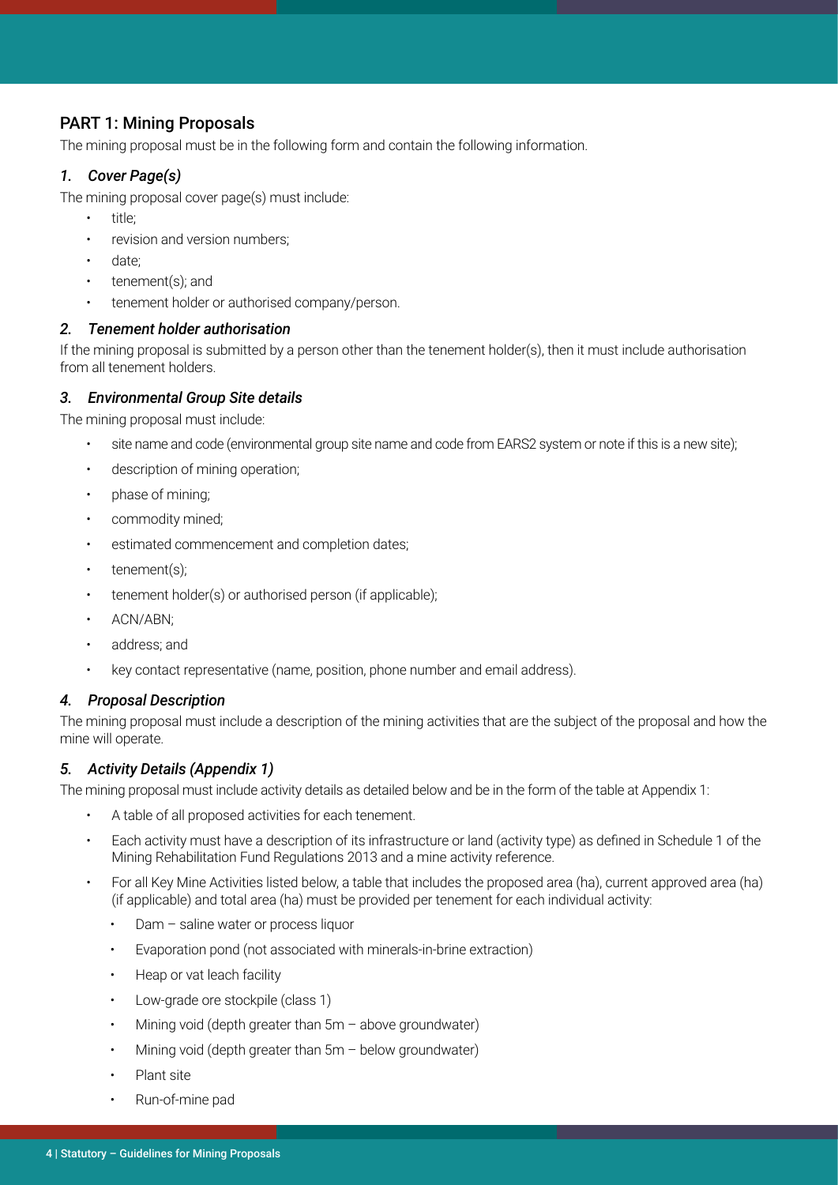## PART 1: Mining Proposals

The mining proposal must be in the following form and contain the following information.

### *1. Cover Page(s)*

The mining proposal cover page(s) must include:

- title;
- revision and version numbers;
- date;
- tenement(s); and
- tenement holder or authorised company/person.

### *2. Tenement holder authorisation*

If the mining proposal is submitted by a person other than the tenement holder(s), then it must include authorisation from all tenement holders.

### *3. Environmental Group Site details*

The mining proposal must include:

- site name and code (environmental group site name and code from EARS2 system or note if this is a new site);
- description of mining operation;
- phase of mining;
- commodity mined;
- estimated commencement and completion dates;
- tenement(s);
- tenement holder(s) or authorised person (if applicable);
- ACN/ABN;
- address; and
- key contact representative (name, position, phone number and email address).

### *4. Proposal Description*

The mining proposal must include a description of the mining activities that are the subject of the proposal and how the mine will operate.

### *5. Activity Details (Appendix 1)*

The mining proposal must include activity details as detailed below and be in the form of the table at Appendix 1:

- A table of all proposed activities for each tenement.
- Each activity must have a description of its infrastructure or land (activity type) as defined in Schedule 1 of the Mining Rehabilitation Fund Regulations 2013 and a mine activity reference.
- For all Key Mine Activities listed below, a table that includes the proposed area (ha), current approved area (ha) (if applicable) and total area (ha) must be provided per tenement for each individual activity:
  - Dam – saline water or process liquor
  - Evaporation pond (not associated with minerals-in-brine extraction)
  - Heap or vat leach facility
  - Low-grade ore stockpile (class 1)
  - Mining void (depth greater than 5m – above groundwater)
  - Mining void (depth greater than 5m – below groundwater)
  - Plant site
  - Run-of-mine pad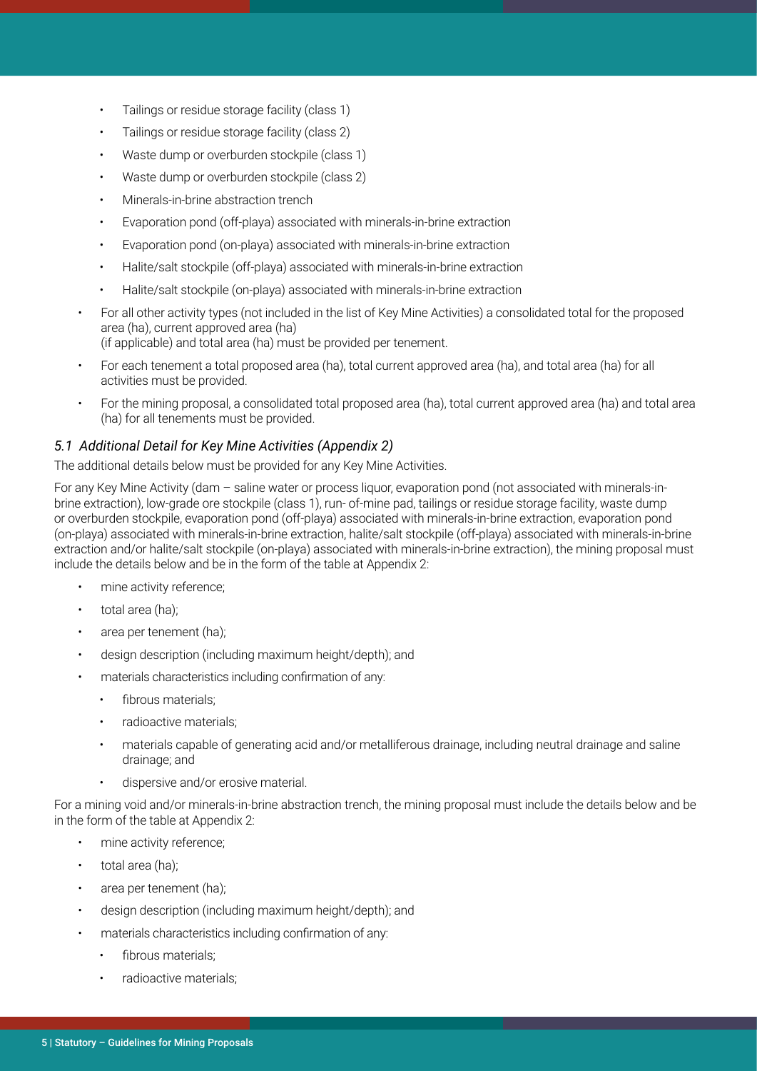- Tailings or residue storage facility (class 1)
  - Tailings or residue storage facility (class 2)
  - Waste dump or overburden stockpile (class 1)
  - Waste dump or overburden stockpile (class 2)
  - Minerals-in-brine abstraction trench
  - Evaporation pond (off-playa) associated with minerals-in-brine extraction
  - Evaporation pond (on-playa) associated with minerals-in-brine extraction
  - Halite/salt stockpile (off-playa) associated with minerals-in-brine extraction
  - Halite/salt stockpile (on-playa) associated with minerals-in-brine extraction
- For all other activity types (not included in the list of Key Mine Activities) a consolidated total for the proposed area (ha), current approved area (ha) (if applicable) and total area (ha) must be provided per tenement.
- For each tenement a total proposed area (ha), total current approved area (ha), and total area (ha) for all activities must be provided.
- For the mining proposal, a consolidated total proposed area (ha), total current approved area (ha) and total area (ha) for all tenements must be provided.

### *5.1 Additional Detail for Key Mine Activities (Appendix 2)*

The additional details below must be provided for any Key Mine Activities.

For any Key Mine Activity (dam – saline water or process liquor, evaporation pond (not associated with minerals-in-brine extraction), low-grade ore stockpile (class 1), run- of-mine pad, tailings or residue storage facility, waste dump or overburden stockpile, evaporation pond (off-playa) associated with minerals-in-brine extraction, evaporation pond (on-playa) associated with minerals-in-brine extraction, halite/salt stockpile (off-playa) associated with minerals-in-brine extraction and/or halite/salt stockpile (on-playa) associated with minerals-in-brine extraction), the mining proposal must include the details below and be in the form of the table at Appendix 2:

- mine activity reference;
- total area (ha);
- area per tenement (ha);
- design description (including maximum height/depth); and
- materials characteristics including confirmation of any:
  - fibrous materials;
  - radioactive materials;
  - materials capable of generating acid and/or metalliferous drainage, including neutral drainage and saline drainage; and
  - dispersive and/or erosive material.

For a mining void and/or minerals-in-brine abstraction trench, the mining proposal must include the details below and be in the form of the table at Appendix 2:

- mine activity reference;
- total area (ha);
- area per tenement (ha);
- design description (including maximum height/depth); and
- materials characteristics including confirmation of any:
  - fibrous materials;
  - radioactive materials;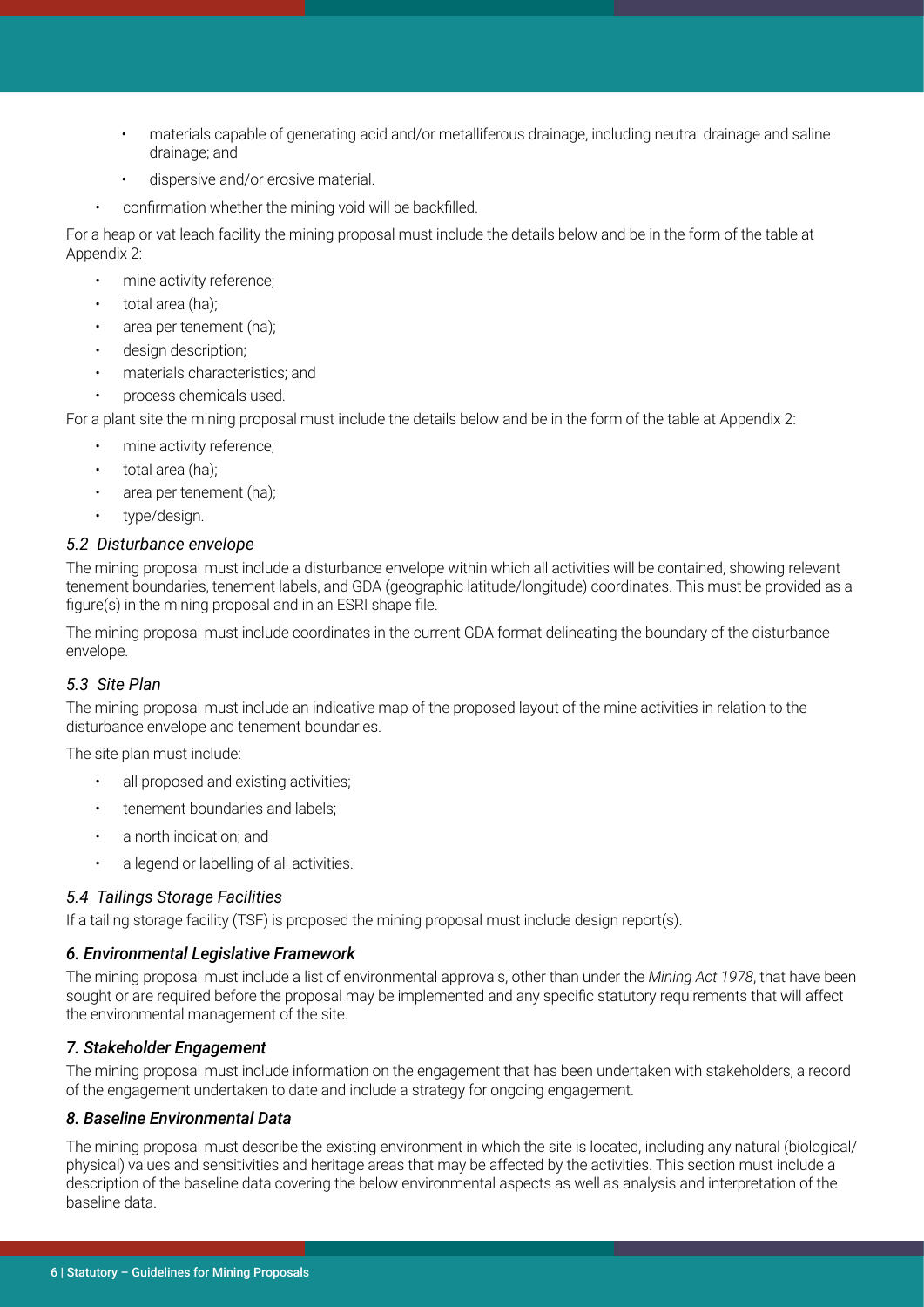- materials capable of generating acid and/or metalliferous drainage, including neutral drainage and saline drainage; and
  - dispersive and/or erosive material.
- confirmation whether the mining void will be backfilled.

For a heap or vat leach facility the mining proposal must include the details below and be in the form of the table at Appendix 2:

- mine activity reference;
- total area (ha);
- area per tenement (ha);
- design description;
- materials characteristics; and
- process chemicals used.

For a plant site the mining proposal must include the details below and be in the form of the table at Appendix 2:

- mine activity reference;
- total area (ha);
- area per tenement (ha);
- type/design.

### *5.2 Disturbance envelope*

The mining proposal must include a disturbance envelope within which all activities will be contained, showing relevant tenement boundaries, tenement labels, and GDA (geographic latitude/longitude) coordinates. This must be provided as a figure(s) in the mining proposal and in an ESRI shape file.

The mining proposal must include coordinates in the current GDA format delineating the boundary of the disturbance envelope.

### *5.3 Site Plan*

The mining proposal must include an indicative map of the proposed layout of the mine activities in relation to the disturbance envelope and tenement boundaries.

The site plan must include:

- all proposed and existing activities;
- tenement boundaries and labels;
- a north indication; and
- a legend or labelling of all activities.

### *5.4 Tailings Storage Facilities*

If a tailing storage facility (TSF) is proposed the mining proposal must include design report(s).

## ***6. Environmental Legislative Framework***

The mining proposal must include a list of environmental approvals, other than under the *Mining Act 1978*, that have been sought or are required before the proposal may be implemented and any specific statutory requirements that will affect the environmental management of the site.

## ***7. Stakeholder Engagement***

The mining proposal must include information on the engagement that has been undertaken with stakeholders, a record of the engagement undertaken to date and include a strategy for ongoing engagement.

## ***8. Baseline Environmental Data***

The mining proposal must describe the existing environment in which the site is located, including any natural (biological/ physical) values and sensitivities and heritage areas that may be affected by the activities. This section must include a description of the baseline data covering the below environmental aspects as well as analysis and interpretation of the baseline data.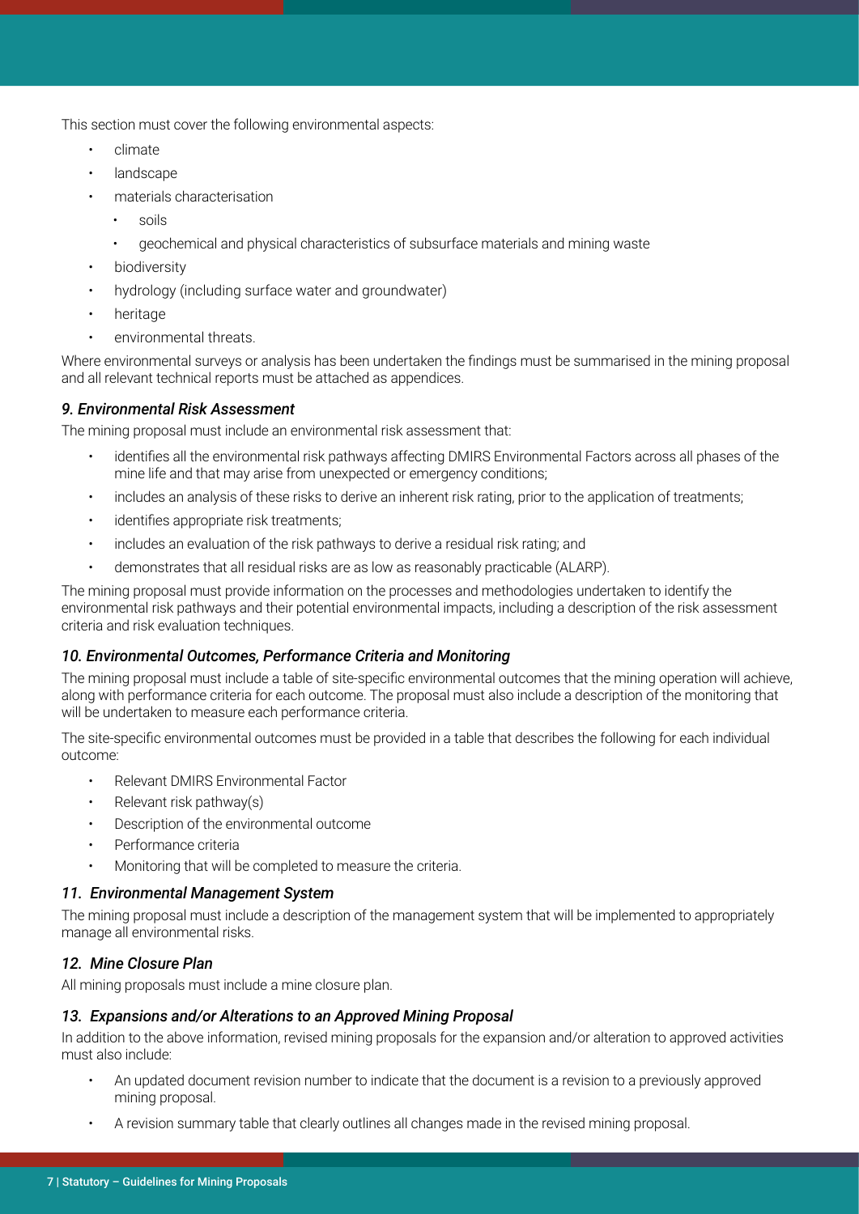This section must cover the following environmental aspects:

- climate
- landscape
- materials characterisation
  - soils
  - geochemical and physical characteristics of subsurface materials and mining waste
- biodiversity
- hydrology (including surface water and groundwater)
- heritage
- environmental threats.

Where environmental surveys or analysis has been undertaken the findings must be summarised in the mining proposal and all relevant technical reports must be attached as appendices.

### *9. Environmental Risk Assessment*

The mining proposal must include an environmental risk assessment that:

- identifies all the environmental risk pathways affecting DMIRS Environmental Factors across all phases of the mine life and that may arise from unexpected or emergency conditions;
- includes an analysis of these risks to derive an inherent risk rating, prior to the application of treatments;
- identifies appropriate risk treatments;
- includes an evaluation of the risk pathways to derive a residual risk rating; and
- demonstrates that all residual risks are as low as reasonably practicable (ALARP).

The mining proposal must provide information on the processes and methodologies undertaken to identify the environmental risk pathways and their potential environmental impacts, including a description of the risk assessment criteria and risk evaluation techniques.

### *10. Environmental Outcomes, Performance Criteria and Monitoring*

The mining proposal must include a table of site-specific environmental outcomes that the mining operation will achieve, along with performance criteria for each outcome. The proposal must also include a description of the monitoring that will be undertaken to measure each performance criteria.

The site-specific environmental outcomes must be provided in a table that describes the following for each individual outcome:

- Relevant DMIRS Environmental Factor
- Relevant risk pathway(s)
- Description of the environmental outcome
- Performance criteria
- Monitoring that will be completed to measure the criteria.

### *11. Environmental Management System*

The mining proposal must include a description of the management system that will be implemented to appropriately manage all environmental risks.

### *12. Mine Closure Plan*

All mining proposals must include a mine closure plan.

### *13. Expansions and/or Alterations to an Approved Mining Proposal*

In addition to the above information, revised mining proposals for the expansion and/or alteration to approved activities must also include:

- An updated document revision number to indicate that the document is a revision to a previously approved mining proposal.
- A revision summary table that clearly outlines all changes made in the revised mining proposal.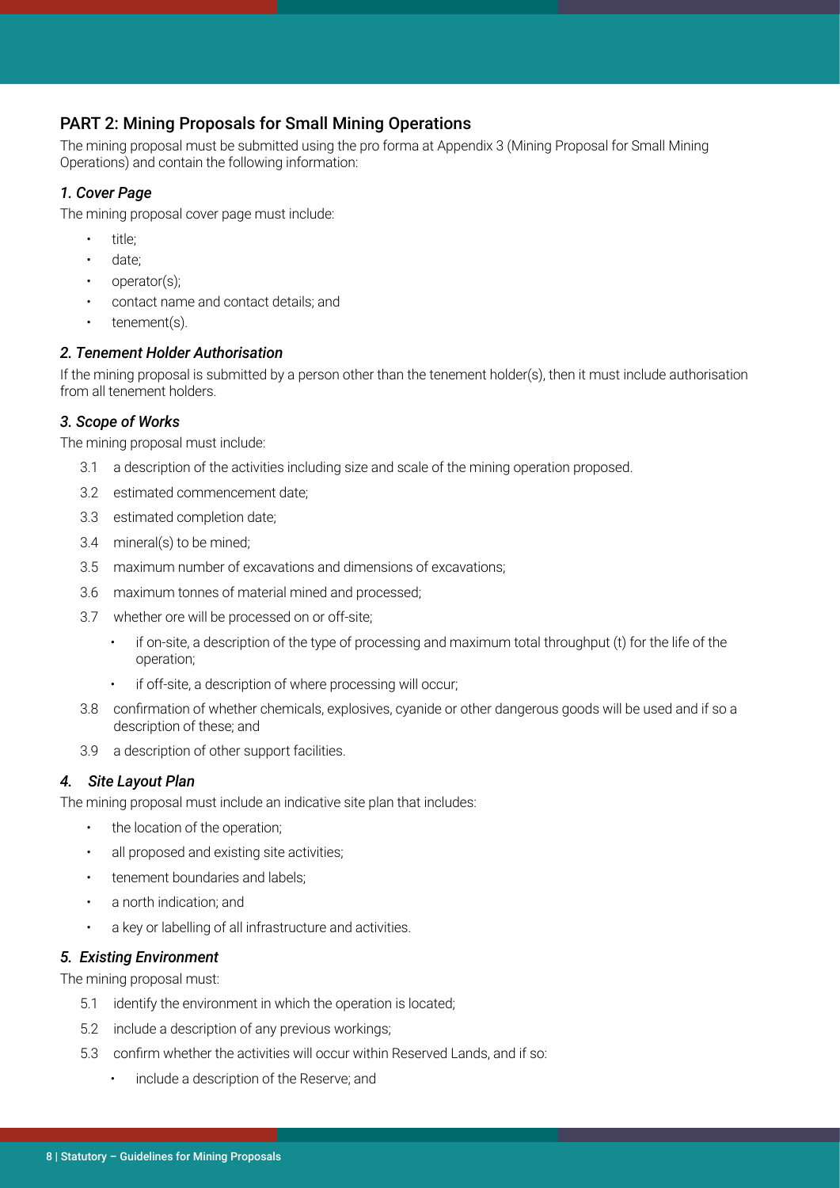## PART 2: Mining Proposals for Small Mining Operations

The mining proposal must be submitted using the pro forma at Appendix 3 (Mining Proposal for Small Mining Operations) and contain the following information:

### *1. Cover Page*

The mining proposal cover page must include:

- title;
- date;
- operator(s);
- contact name and contact details; and
- tenement(s).

### *2. Tenement Holder Authorisation*

If the mining proposal is submitted by a person other than the tenement holder(s), then it must include authorisation from all tenement holders.

### *3. Scope of Works*

The mining proposal must include:

3.1 a description of the activities including size and scale of the mining operation proposed.

3.2 estimated commencement date;

3.3 estimated completion date;

3.4 mineral(s) to be mined;

3.5 maximum number of excavations and dimensions of excavations;

3.6 maximum tonnes of material mined and processed;

3.7 whether ore will be processed on or off-site;

- if on-site, a description of the type of processing and maximum total throughput (t) for the life of the operation;
- if off-site, a description of where processing will occur;

3.8 confirmation of whether chemicals, explosives, cyanide or other dangerous goods will be used and if so a description of these; and

3.9 a description of other support facilities.

### *4. Site Layout Plan*

The mining proposal must include an indicative site plan that includes:

- the location of the operation;
- all proposed and existing site activities;
- tenement boundaries and labels;
- a north indication; and
- a key or labelling of all infrastructure and activities.

### *5. Existing Environment*

The mining proposal must:

5.1 identify the environment in which the operation is located;

5.2 include a description of any previous workings;

5.3 confirm whether the activities will occur within Reserved Lands, and if so:

- include a description of the Reserve; and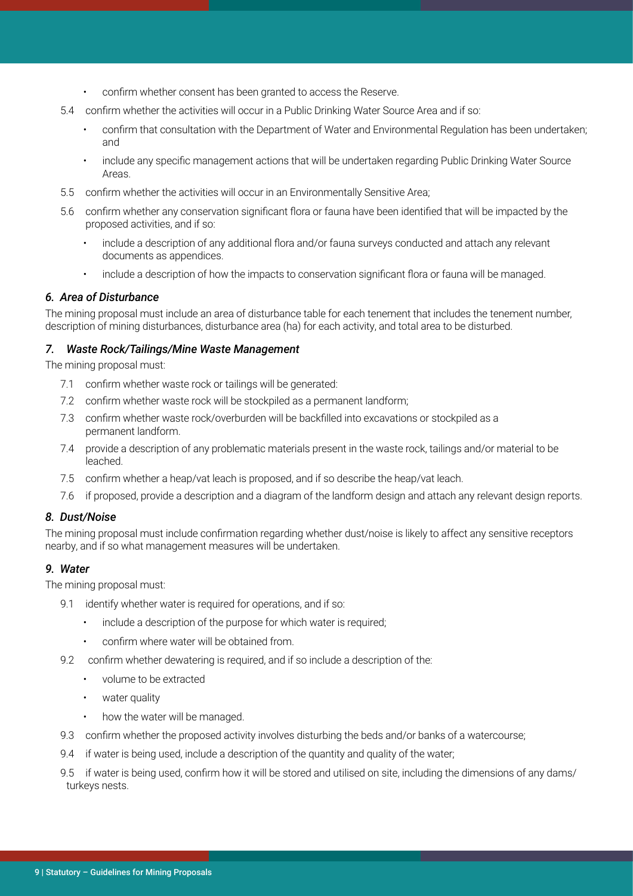- confirm whether consent has been granted to access the Reserve.

5.4 confirm whether the activities will occur in a Public Drinking Water Source Area and if so:

- confirm that consultation with the Department of Water and Environmental Regulation has been undertaken; and
- include any specific management actions that will be undertaken regarding Public Drinking Water Source Areas.

5.5 confirm whether the activities will occur in an Environmentally Sensitive Area;

5.6 confirm whether any conservation significant flora or fauna have been identified that will be impacted by the proposed activities, and if so:

- include a description of any additional flora and/or fauna surveys conducted and attach any relevant documents as appendices.
- include a description of how the impacts to conservation significant flora or fauna will be managed.

### *6. Area of Disturbance*

The mining proposal must include an area of disturbance table for each tenement that includes the tenement number, description of mining disturbances, disturbance area (ha) for each activity, and total area to be disturbed.

### *7. Waste Rock/Tailings/Mine Waste Management*

The mining proposal must:

7.1 confirm whether waste rock or tailings will be generated:

7.2 confirm whether waste rock will be stockpiled as a permanent landform;

7.3 confirm whether waste rock/overburden will be backfilled into excavations or stockpiled as a permanent landform.

7.4 provide a description of any problematic materials present in the waste rock, tailings and/or material to be leached.

7.5 confirm whether a heap/vat leach is proposed, and if so describe the heap/vat leach.

7.6 if proposed, provide a description and a diagram of the landform design and attach any relevant design reports.

### *8. Dust/Noise*

The mining proposal must include confirmation regarding whether dust/noise is likely to affect any sensitive receptors nearby, and if so what management measures will be undertaken.

### *9. Water*

The mining proposal must:

9.1 identify whether water is required for operations, and if so:

- include a description of the purpose for which water is required;
- confirm where water will be obtained from.

9.2 confirm whether dewatering is required, and if so include a description of the:

- volume to be extracted
- water quality
- how the water will be managed.

9.3 confirm whether the proposed activity involves disturbing the beds and/or banks of a watercourse;

9.4 if water is being used, include a description of the quantity and quality of the water;

9.5 if water is being used, confirm how it will be stored and utilised on site, including the dimensions of any dams/ turkeys nests.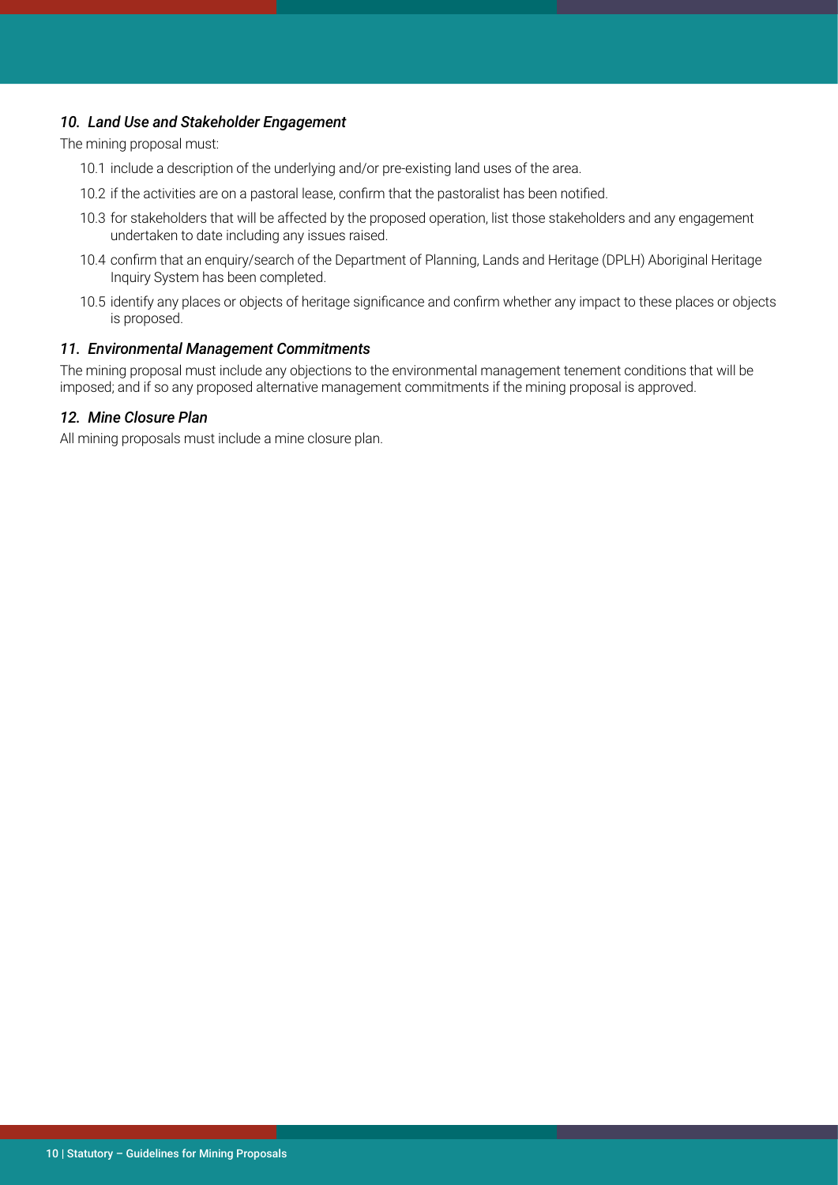### *10. Land Use and Stakeholder Engagement*

The mining proposal must:

10.1 include a description of the underlying and/or pre-existing land uses of the area.

10.2 if the activities are on a pastoral lease, confirm that the pastoralist has been notified.

10.3 for stakeholders that will be affected by the proposed operation, list those stakeholders and any engagement undertaken to date including any issues raised.

10.4 confirm that an enquiry/search of the Department of Planning, Lands and Heritage (DPLH) Aboriginal Heritage Inquiry System has been completed.

10.5 identify any places or objects of heritage significance and confirm whether any impact to these places or objects is proposed.

### *11. Environmental Management Commitments*

The mining proposal must include any objections to the environmental management tenement conditions that will be imposed; and if so any proposed alternative management commitments if the mining proposal is approved.

### *12. Mine Closure Plan*

All mining proposals must include a mine closure plan.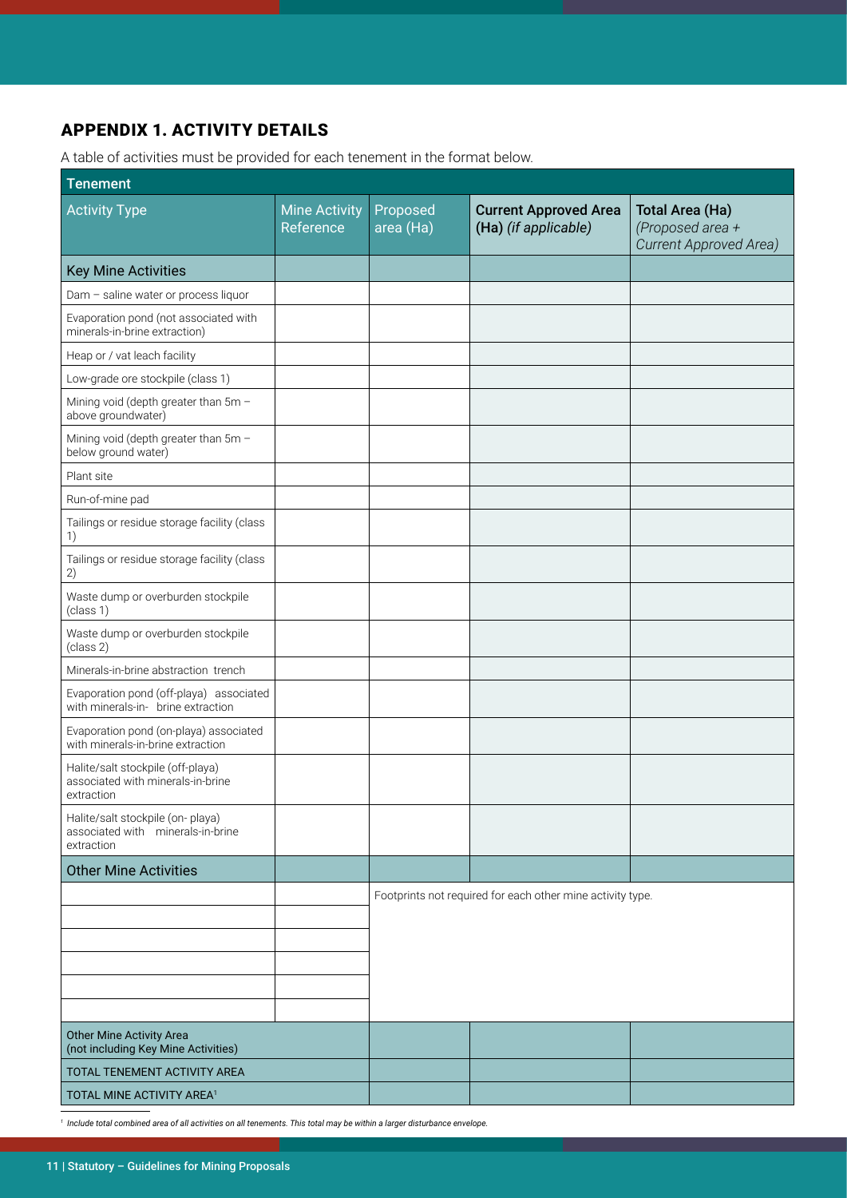## APPENDIX 1. ACTIVITY DETAILS

A table of activities must be provided for each tenement in the format below.

| Tenement | | | | |
|---|---|---|---|---|
| Activity Type | Mine Activity Reference | Proposed area (Ha) | **Current Approved Area (Ha)** *(if applicable)* | **Total Area (Ha)** *(Proposed area + Current Approved Area)* |
| Key Mine Activities | | | | |
| Dam – saline water or process liquor | | | | |
| Evaporation pond (not associated with minerals-in-brine extraction) | | | | |
| Heap or / vat leach facility | | | | |
| Low-grade ore stockpile (class 1) | | | | |
| Mining void (depth greater than 5m – above groundwater) | | | | |
| Mining void (depth greater than 5m – below ground water) | | | | |
| Plant site | | | | |
| Run-of-mine pad | | | | |
| Tailings or residue storage facility (class 1) | | | | |
| Tailings or residue storage facility (class 2) | | | | |
| Waste dump or overburden stockpile (class 1) | | | | |
| Waste dump or overburden stockpile (class 2) | | | | |
| Minerals-in-brine abstraction trench | | | | |
| Evaporation pond (off-playa) associated with minerals-in- brine extraction | | | | |
| Evaporation pond (on-playa) associated with minerals-in-brine extraction | | | | |
| Halite/salt stockpile (off-playa) associated with minerals-in-brine extraction | | | | |
| Halite/salt stockpile (on- playa) associated with minerals-in-brine extraction | | | | |
| Other Mine Activities | | | | |
| | | Footprints not required for each other mine activity type. | | |
| | | | | |
| | | | | |
| | | | | |
| | | | | |
| | | | | |
| Other Mine Activity Area (not including Key Mine Activities) | | | | |
| TOTAL TENEMENT ACTIVITY AREA | | | | |
| TOTAL MINE ACTIVITY AREA[1] | | | | |

[1] *Include total combined area of all activities on all tenements. This total may be within a larger disturbance envelope.*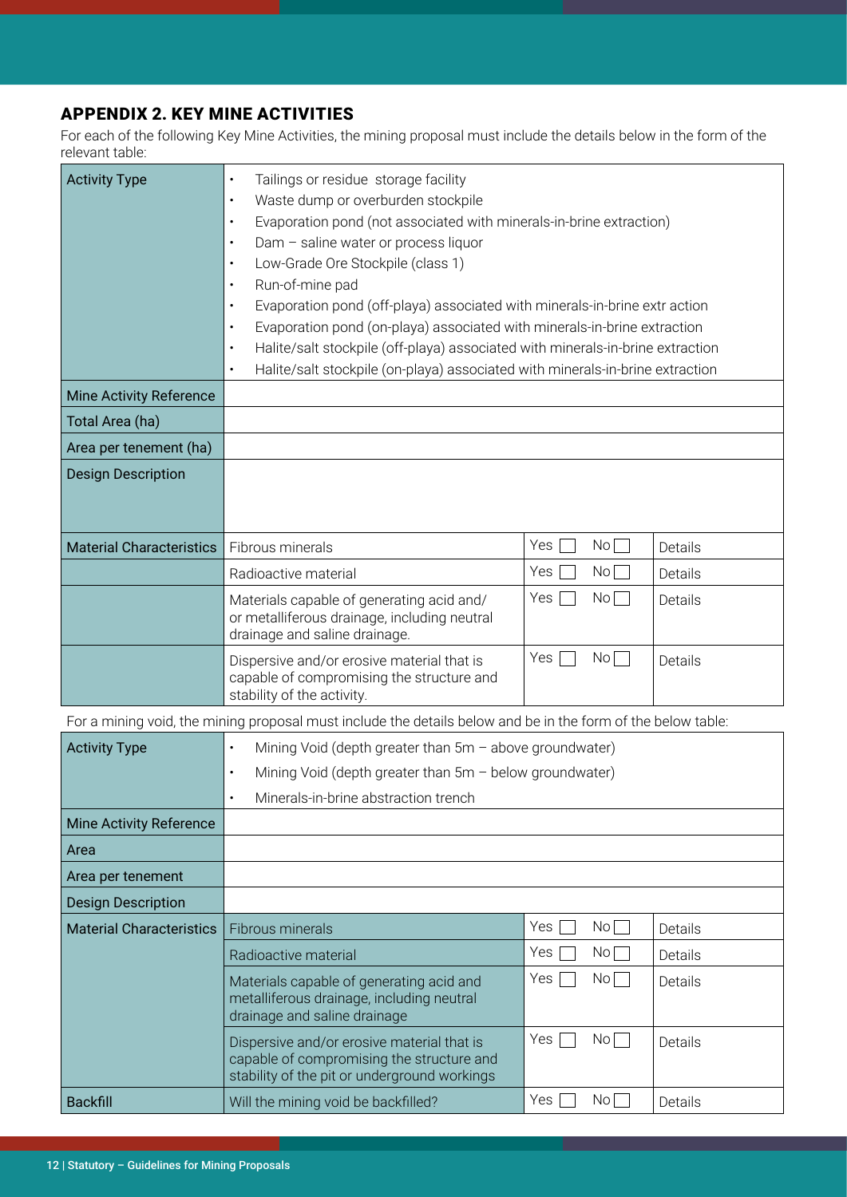## APPENDIX 2. KEY MINE ACTIVITIES

For each of the following Key Mine Activities, the mining proposal must include the details below in the form of the relevant table:

| Activity Type | • Tailings or residue storage facility<br>• Waste dump or overburden stockpile<br>• Evaporation pond (not associated with minerals-in-brine extraction)<br>• Dam – saline water or process liquor<br>• Low-Grade Ore Stockpile (class 1)<br>• Run-of-mine pad<br>• Evaporation pond (off-playa) associated with minerals-in-brine extr action<br>• Evaporation pond (on-playa) associated with minerals-in-brine extraction<br>• Halite/salt stockpile (off-playa) associated with minerals-in-brine extraction<br>• Halite/salt stockpile (on-playa) associated with minerals-in-brine extraction | | |
|---|---|---|---|
| Mine Activity Reference | | | |
| Total Area (ha) | | | |
| Area per tenement (ha) | | | |
| Design Description | | | |
| Material Characteristics | Fibrous minerals | Yes ☐ No ☐ | Details |
| | Radioactive material | Yes ☐ No ☐ | Details |
| | Materials capable of generating acid and/ or metalliferous drainage, including neutral drainage and saline drainage. | Yes ☐ No ☐ | Details |
| | Dispersive and/or erosive material that is capable of compromising the structure and stability of the activity. | Yes ☐ No ☐ | Details |

For a mining void, the mining proposal must include the details below and be in the form of the below table:

| Activity Type | • Mining Void (depth greater than 5m – above groundwater)<br>• Mining Void (depth greater than 5m – below groundwater)<br>• Minerals-in-brine abstraction trench | | |
|---|---|---|---|
| Mine Activity Reference | | | |
| Area | | | |
| Area per tenement | | | |
| Design Description | | | |
| Material Characteristics | Fibrous minerals | Yes ☐ No ☐ | Details |
| | Radioactive material | Yes ☐ No ☐ | Details |
| | Materials capable of generating acid and metalliferous drainage, including neutral drainage and saline drainage | Yes ☐ No ☐ | Details |
| | Dispersive and/or erosive material that is capable of compromising the structure and stability of the pit or underground workings | Yes ☐ No ☐ | Details |
| Backfill | Will the mining void be backfilled? | Yes ☐ No ☐ | Details |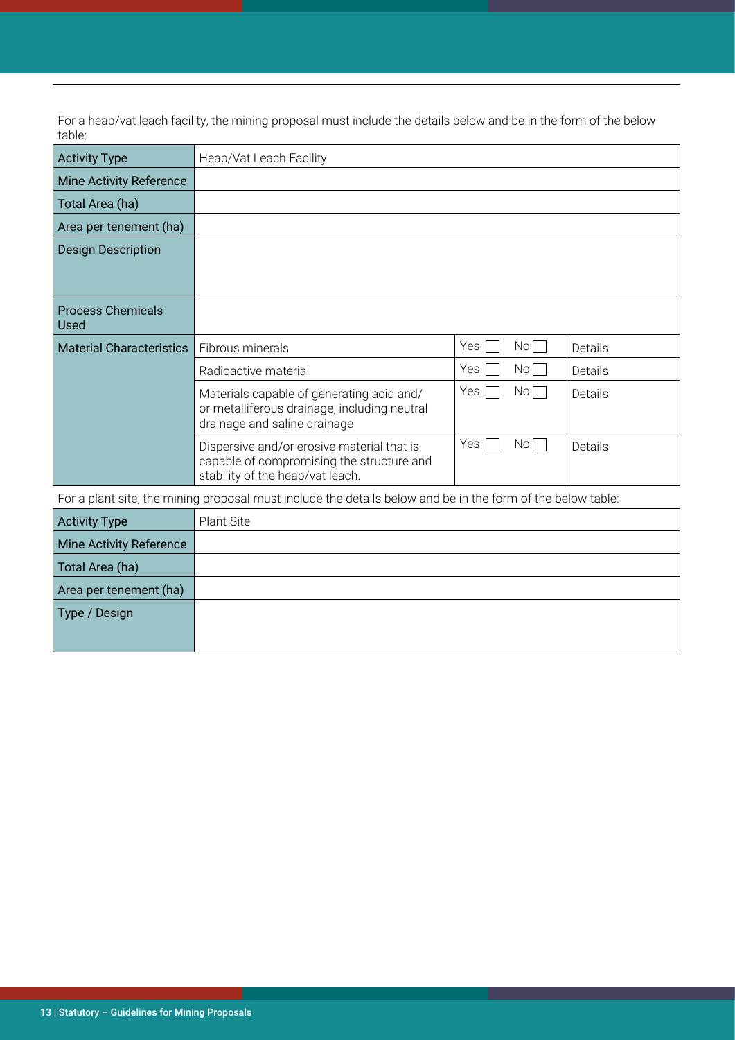For a heap/vat leach facility, the mining proposal must include the details below and be in the form of the below table:

| Activity Type | Heap/Vat Leach Facility | | |
|---|---|---|---|
| Mine Activity Reference | | | |
| Total Area (ha) | | | |
| Area per tenement (ha) | | | |
| Design Description | | | |
| Process Chemicals Used | | | |
| Material Characteristics | Fibrous minerals | Yes ☐ No ☐ | Details |
| | Radioactive material | Yes ☐ No ☐ | Details |
| | Materials capable of generating acid and/ or metalliferous drainage, including neutral drainage and saline drainage | Yes ☐ No ☐ | Details |
| | Dispersive and/or erosive material that is capable of compromising the structure and stability of the heap/vat leach. | Yes ☐ No ☐ | Details |

For a plant site, the mining proposal must include the details below and be in the form of the below table:

| Activity Type | Plant Site |
|---|---|
| Mine Activity Reference | |
| Total Area (ha) | |
| Area per tenement (ha) | |
| Type / Design | |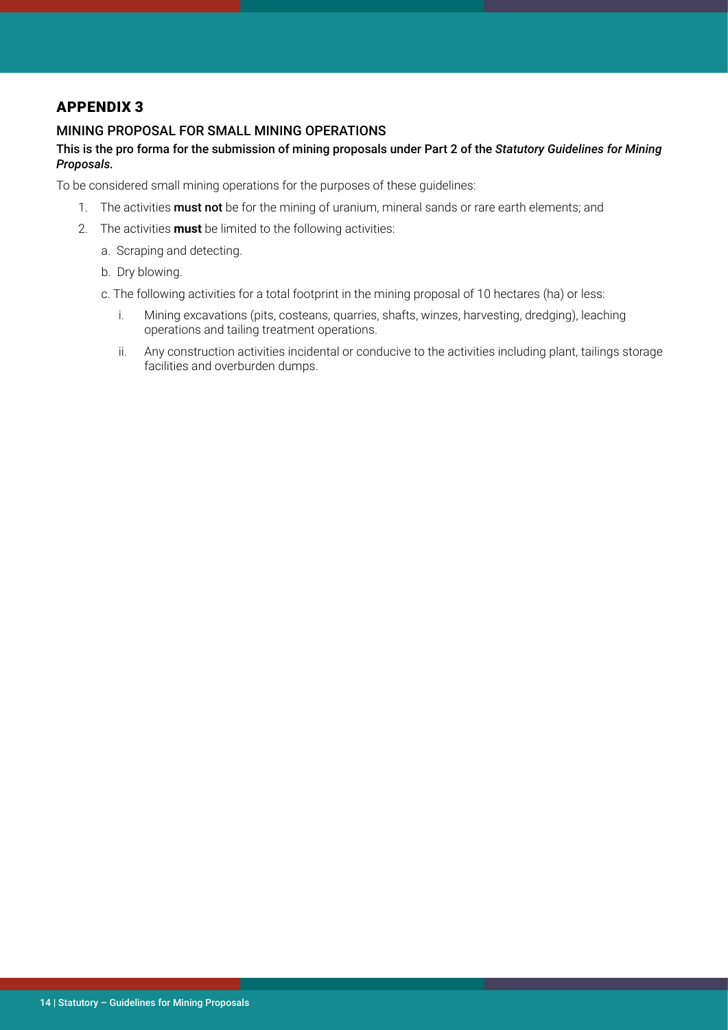# APPENDIX 3

## MINING PROPOSAL FOR SMALL MINING OPERATIONS

**This is the pro forma for the submission of mining proposals under Part 2 of the *Statutory Guidelines for Mining Proposals*.**

To be considered small mining operations for the purposes of these guidelines:

1. The activities **must not** be for the mining of uranium, mineral sands or rare earth elements; and
2. The activities **must** be limited to the following activities:
   a. Scraping and detecting.
   b. Dry blowing.
   c. The following activities for a total footprint in the mining proposal of 10 hectares (ha) or less:
      i. Mining excavations (pits, costeans, quarries, shafts, winzes, harvesting, dredging), leaching operations and tailing treatment operations.
      ii. Any construction activities incidental or conducive to the activities including plant, tailings storage facilities and overburden dumps.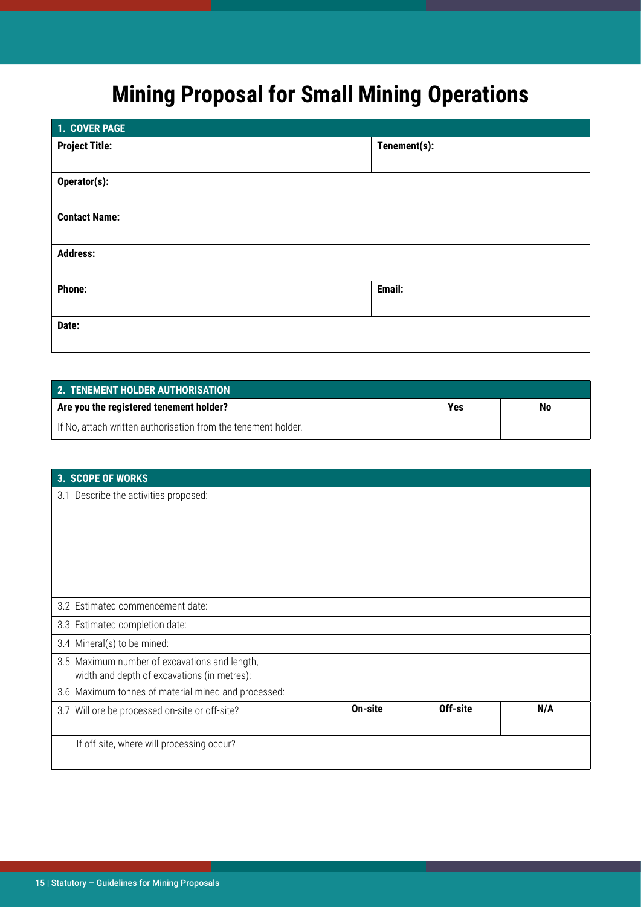# Mining Proposal for Small Mining Operations

| 1. COVER PAGE | |
|---|---|
| **Project Title:** | **Tenement(s):** |
| **Operator(s):** | |
| **Contact Name:** | |
| **Address:** | |
| **Phone:** | **Email:** |
| **Date:** | |

| 2. TENEMENT HOLDER AUTHORISATION | | |
|---|---|---|
| **Are you the registered tenement holder?** | **Yes** | **No** |
| If No, attach written authorisation from the tenement holder. | | |

| 3. SCOPE OF WORKS | | | |
|---|---|---|---|
| 3.1 Describe the activities proposed: | | | |
| 3.2 Estimated commencement date: | | | |
| 3.3 Estimated completion date: | | | |
| 3.4 Mineral(s) to be mined: | | | |
| 3.5 Maximum number of excavations and length, width and depth of excavations (in metres): | | | |
| 3.6 Maximum tonnes of material mined and processed: | | | |
| 3.7 Will ore be processed on-site or off-site? | **On-site** | **Off-site** | **N/A** |
| If off-site, where will processing occur? | | | |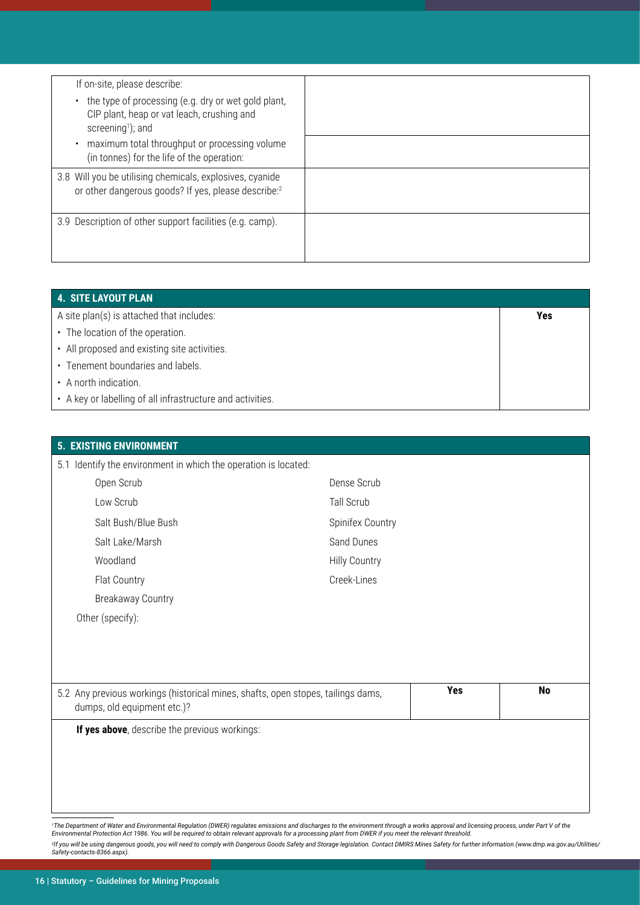| | |
|---|---|
| If on-site, please describe:<br>• the type of processing (e.g. dry or wet gold plant, CIP plant, heap or vat leach, crushing and screening[1]); and | |
| • maximum total throughput or processing volume (in tonnes) for the life of the operation: | |
| 3.8 Will you be utilising chemicals, explosives, cyanide or other dangerous goods? If yes, please describe:[2] | |
| 3.9 Description of other support facilities (e.g. camp). | |

| 4. SITE LAYOUT PLAN | |
|---|---|
| A site plan(s) is attached that includes: | **Yes** |
| • The location of the operation. | |
| • All proposed and existing site activities. | |
| • Tenement boundaries and labels. | |
| • A north indication. | |
| • A key or labelling of all infrastructure and activities. | |

## 5. EXISTING ENVIRONMENT

5.1 Identify the environment in which the operation is located:

| | |
|---|---|
| Open Scrub | Dense Scrub |
| Low Scrub | Tall Scrub |
| Salt Bush/Blue Bush | Spinifex Country |
| Salt Lake/Marsh | Sand Dunes |
| Woodland | Hilly Country |
| Flat Country | Creek-Lines |
| Breakaway Country | |

Other (specify):

| | | |
|---|---|---|
| 5.2 Any previous workings (historical mines, shafts, open stopes, tailings dams, dumps, old equipment etc.)? | **Yes** | **No** |

**If yes above**, describe the previous workings:

[1] *The Department of Water and Environmental Regulation (DWER) regulates emissions and discharges to the environment through a works approval and licensing process, under Part V of the Environmental Protection Act 1986. You will be required to obtain relevant approvals for a processing plant from DWER if you meet the relevant threshold.*

[2] *If you will be using dangerous goods, you will need to comply with Dangerous Goods Safety and Storage legislation. Contact DMIRS Mines Safety for further information (www.dmp.wa.gov.au/Utilities/Safety-contacts-8366.aspx).*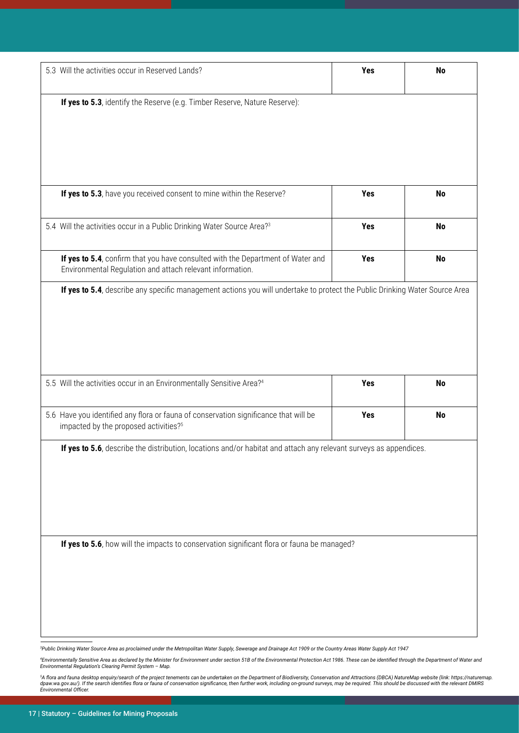| 5.3 Will the activities occur in Reserved Lands? | **Yes** | **No** |
|---|---|---|
| **If yes to 5.3**, identify the Reserve (e.g. Timber Reserve, Nature Reserve): | | |
| **If yes to 5.3**, have you received consent to mine within the Reserve? | **Yes** | **No** |
| 5.4 Will the activities occur in a Public Drinking Water Source Area?[3] | **Yes** | **No** |
| **If yes to 5.4**, confirm that you have consulted with the Department of Water and Environmental Regulation and attach relevant information. | **Yes** | **No** |
| **If yes to 5.4**, describe any specific management actions you will undertake to protect the Public Drinking Water Source Area | | |
| 5.5 Will the activities occur in an Environmentally Sensitive Area?[4] | **Yes** | **No** |
| 5.6 Have you identified any flora or fauna of conservation significance that will be impacted by the proposed activities?[5] | **Yes** | **No** |
| **If yes to 5.6**, describe the distribution, locations and/or habitat and attach any relevant surveys as appendices. | | |
| **If yes to 5.6**, how will the impacts to conservation significant flora or fauna be managed? | | |

*[3]Public Drinking Water Source Area as proclaimed under the Metropolitan Water Supply, Sewerage and Drainage Act 1909 or the Country Areas Water Supply Act 1947*

*[4]Environmentally Sensitive Area as declared by the Minister for Environment under section 51B of the Environmental Protection Act 1986. These can be identified through the Department of Water and Environmental Regulation's Clearing Permit System – Map.*

*[5]A flora and fauna desktop enquiry/search of the project tenements can be undertaken on the Department of Biodiversity, Conservation and Attractions (DBCA) NatureMap website (link: https://naturemap.dpaw.wa.gov.au/). If the search identifies flora or fauna of conservation significance, then further work, including on-ground surveys, may be required. This should be discussed with the relevant DMIRS Environmental Officer.*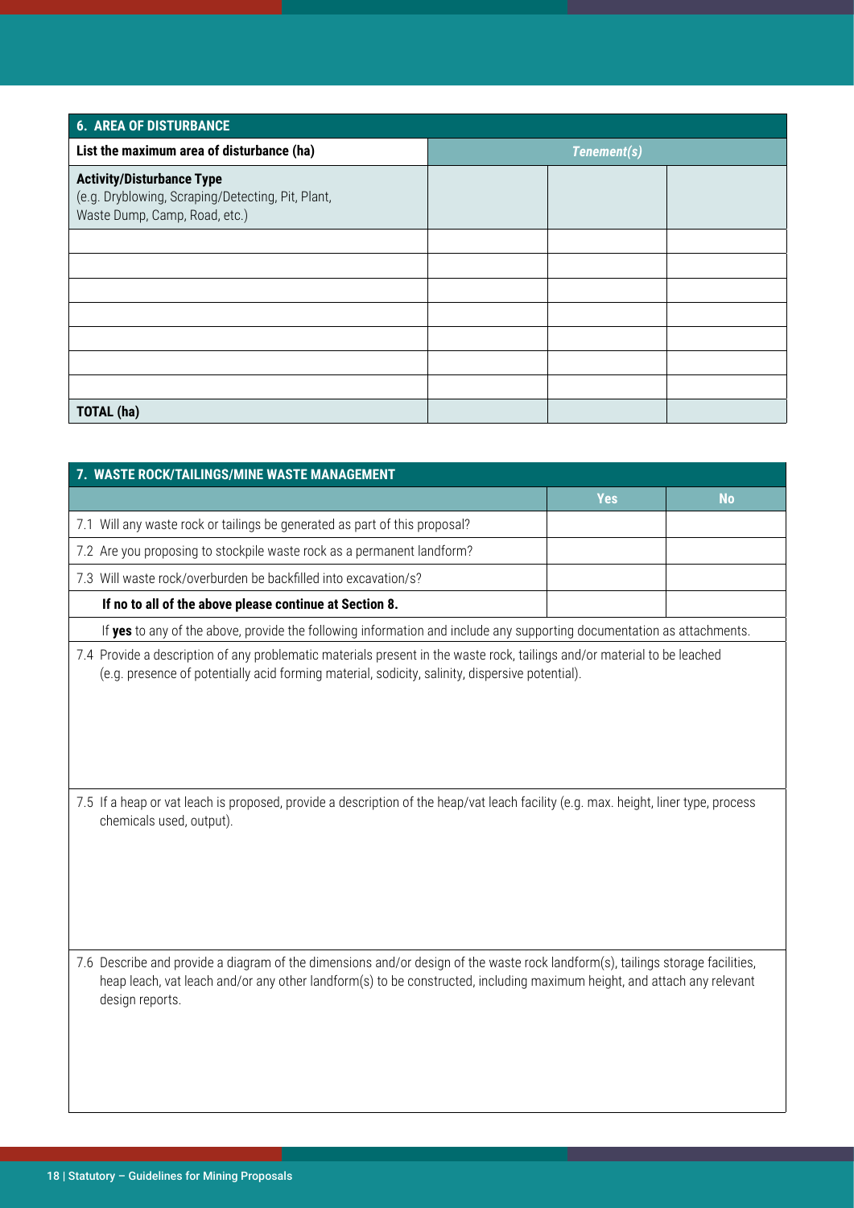| 6. AREA OF DISTURBANCE | | | |
|---|---|---|---|
| **List the maximum area of disturbance (ha)** | ***Tenement(s)*** | | |
| **Activity/Disturbance Type** (e.g. Dryblowing, Scraping/Detecting, Pit, Plant, Waste Dump, Camp, Road, etc.) | | | |
| | | | |
| | | | |
| | | | |
| | | | |
| | | | |
| | | | |
| | | | |
| **TOTAL (ha)** | | | |

| 7. WASTE ROCK/TAILINGS/MINE WASTE MANAGEMENT | | |
|---|---|---|
| | **Yes** | **No** |
| 7.1 Will any waste rock or tailings be generated as part of this proposal? | | |
| 7.2 Are you proposing to stockpile waste rock as a permanent landform? | | |
| 7.3 Will waste rock/overburden be backfilled into excavation/s? | | |
| **If no to all of the above please continue at Section 8.** | | |

If **yes** to any of the above, provide the following information and include any supporting documentation as attachments.

7.4 Provide a description of any problematic materials present in the waste rock, tailings and/or material to be leached (e.g. presence of potentially acid forming material, sodicity, salinity, dispersive potential).

7.5 If a heap or vat leach is proposed, provide a description of the heap/vat leach facility (e.g. max. height, liner type, process chemicals used, output).

7.6 Describe and provide a diagram of the dimensions and/or design of the waste rock landform(s), tailings storage facilities, heap leach, vat leach and/or any other landform(s) to be constructed, including maximum height, and attach any relevant design reports.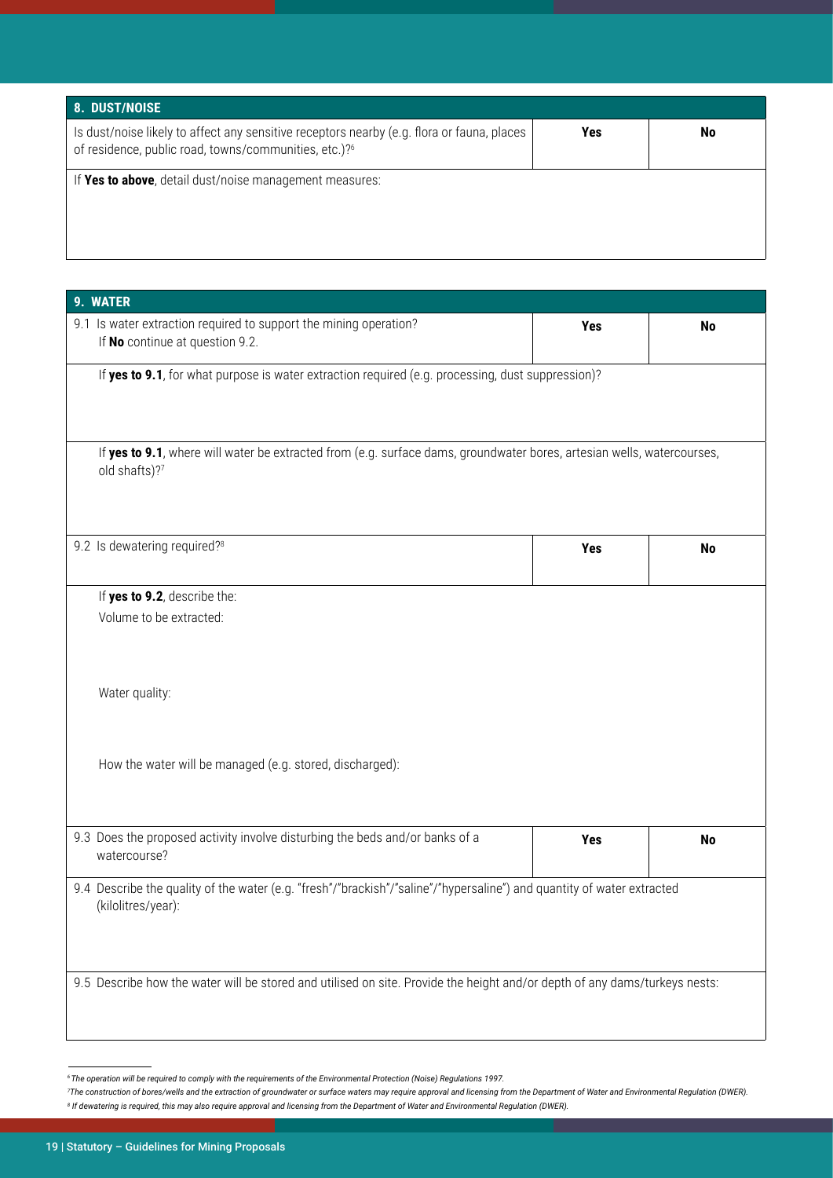## 8. DUST/NOISE

| Is dust/noise likely to affect any sensitive receptors nearby (e.g. flora or fauna, places of residence, public road, towns/communities, etc.)?[6] | Yes | No |
|---|---|---|

If **Yes to above**, detail dust/noise management measures:

## 9. WATER

| 9.1 Is water extraction required to support the mining operation? If **No** continue at question 9.2. | Yes | No |
|---|---|---|

If **yes to 9.1**, for what purpose is water extraction required (e.g. processing, dust suppression)?

If **yes to 9.1**, where will water be extracted from (e.g. surface dams, groundwater bores, artesian wells, watercourses, old shafts)?[7]

| 9.2 Is dewatering required?[8] | Yes | No |
|---|---|---|

If **yes to 9.2**, describe the:

Volume to be extracted:

Water quality:

How the water will be managed (e.g. stored, discharged):

| 9.3 Does the proposed activity involve disturbing the beds and/or banks of a watercourse? | Yes | No |
|---|---|---|

9.4 Describe the quality of the water (e.g. "fresh"/"brackish"/"saline"/"hypersaline") and quantity of water extracted (kilolitres/year):

9.5 Describe how the water will be stored and utilised on site. Provide the height and/or depth of any dams/turkeys nests:

---

*[6] The operation will be required to comply with the requirements of the Environmental Protection (Noise) Regulations 1997.*

*[7] The construction of bores/wells and the extraction of groundwater or surface waters may require approval and licensing from the Department of Water and Environmental Regulation (DWER).*

*[8] If dewatering is required, this may also require approval and licensing from the Department of Water and Environmental Regulation (DWER).*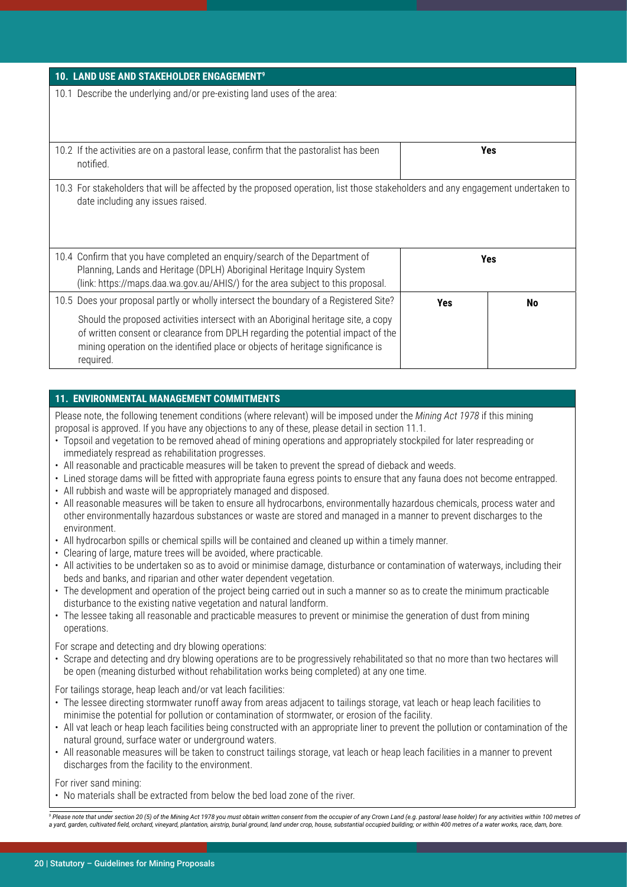## 10. LAND USE AND STAKEHOLDER ENGAGEMENT[9]

| | | |
|---|---|---|
| 10.1 Describe the underlying and/or pre-existing land uses of the area: | | |
| 10.2 If the activities are on a pastoral lease, confirm that the pastoralist has been notified. | **Yes** | |
| 10.3 For stakeholders that will be affected by the proposed operation, list those stakeholders and any engagement undertaken to date including any issues raised. | | |
| 10.4 Confirm that you have completed an enquiry/search of the Department of Planning, Lands and Heritage (DPLH) Aboriginal Heritage Inquiry System (link: https://maps.daa.wa.gov.au/AHIS/) for the area subject to this proposal. | **Yes** | |
| 10.5 Does your proposal partly or wholly intersect the boundary of a Registered Site? Should the proposed activities intersect with an Aboriginal heritage site, a copy of written consent or clearance from DPLH regarding the potential impact of the mining operation on the identified place or objects of heritage significance is required. | **Yes** | **No** |

## 11. ENVIRONMENTAL MANAGEMENT COMMITMENTS

Please note, the following tenement conditions (where relevant) will be imposed under the *Mining Act 1978* if this mining proposal is approved. If you have any objections to any of these, please detail in section 11.1.

- Topsoil and vegetation to be removed ahead of mining operations and appropriately stockpiled for later respreading or immediately respread as rehabilitation progresses.
- All reasonable and practicable measures will be taken to prevent the spread of dieback and weeds.
- Lined storage dams will be fitted with appropriate fauna egress points to ensure that any fauna does not become entrapped.
- All rubbish and waste will be appropriately managed and disposed.
- All reasonable measures will be taken to ensure all hydrocarbons, environmentally hazardous chemicals, process water and other environmentally hazardous substances or waste are stored and managed in a manner to prevent discharges to the environment.
- All hydrocarbon spills or chemical spills will be contained and cleaned up within a timely manner.
- Clearing of large, mature trees will be avoided, where practicable.
- All activities to be undertaken so as to avoid or minimise damage, disturbance or contamination of waterways, including their beds and banks, and riparian and other water dependent vegetation.
- The development and operation of the project being carried out in such a manner so as to create the minimum practicable disturbance to the existing native vegetation and natural landform.
- The lessee taking all reasonable and practicable measures to prevent or minimise the generation of dust from mining operations.

For scrape and detecting and dry blowing operations:

- Scrape and detecting and dry blowing operations are to be progressively rehabilitated so that no more than two hectares will be open (meaning disturbed without rehabilitation works being completed) at any one time.

For tailings storage, heap leach and/or vat leach facilities:

- The lessee directing stormwater runoff away from areas adjacent to tailings storage, vat leach or heap leach facilities to minimise the potential for pollution or contamination of stormwater, or erosion of the facility.
- All vat leach or heap leach facilities being constructed with an appropriate liner to prevent the pollution or contamination of the natural ground, surface water or underground waters.
- All reasonable measures will be taken to construct tailings storage, vat leach or heap leach facilities in a manner to prevent discharges from the facility to the environment.

For river sand mining:

- No materials shall be extracted from below the bed load zone of the river.

---

[9] *Please note that under section 20 (5) of the Mining Act 1978 you must obtain written consent from the occupier of any Crown Land (e.g. pastoral lease holder) for any activities within 100 metres of a yard, garden, cultivated field, orchard, vineyard, plantation, airstrip, burial ground, land under crop, house, substantial occupied building; or within 400 metres of a water works, race, dam, bore.*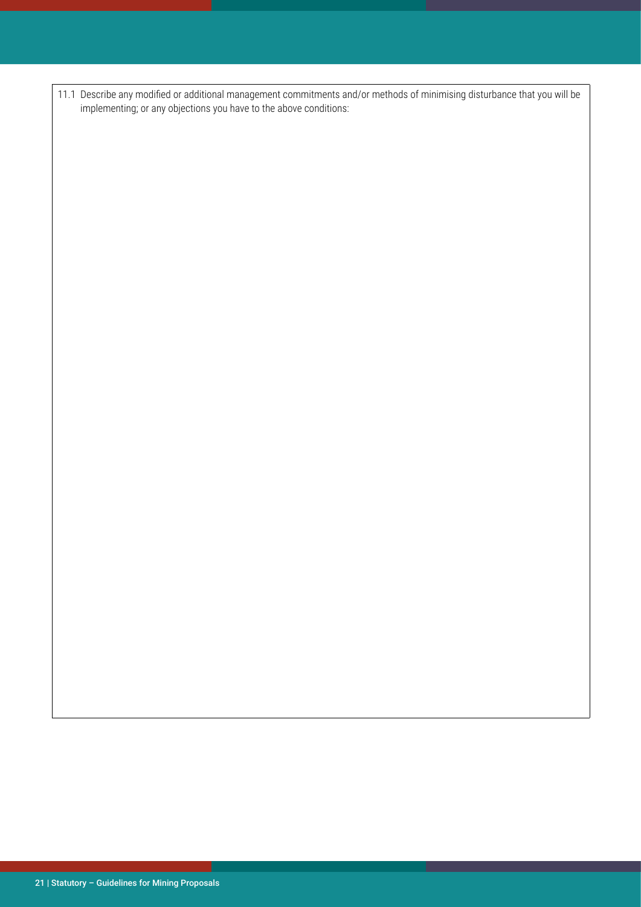11.1 Describe any modified or additional management commitments and/or methods of minimising disturbance that you will be implementing; or any objections you have to the above conditions: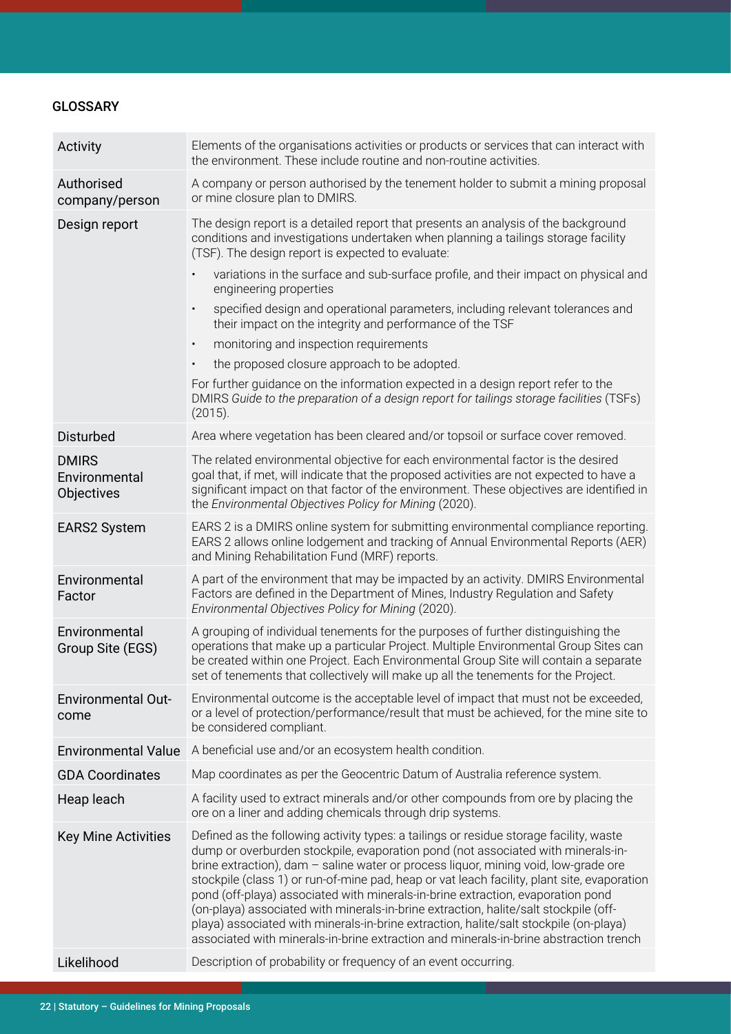## GLOSSARY

| Term | Definition |
|---|---|
| Activity | Elements of the organisations activities or products or services that can interact with the environment. These include routine and non-routine activities. |
| Authorised company/person | A company or person authorised by the tenement holder to submit a mining proposal or mine closure plan to DMIRS. |
| Design report | The design report is a detailed report that presents an analysis of the background conditions and investigations undertaken when planning a tailings storage facility (TSF). The design report is expected to evaluate:<br>• variations in the surface and sub-surface profile, and their impact on physical and engineering properties<br>• specified design and operational parameters, including relevant tolerances and their impact on the integrity and performance of the TSF<br>• monitoring and inspection requirements<br>• the proposed closure approach to be adopted.<br>For further guidance on the information expected in a design report refer to the DMIRS *Guide to the preparation of a design report for tailings storage facilities* (TSFs) (2015). |
| Disturbed | Area where vegetation has been cleared and/or topsoil or surface cover removed. |
| DMIRS Environmental Objectives | The related environmental objective for each environmental factor is the desired goal that, if met, will indicate that the proposed activities are not expected to have a significant impact on that factor of the environment. These objectives are identified in the *Environmental Objectives Policy for Mining* (2020). |
| EARS2 System | EARS 2 is a DMIRS online system for submitting environmental compliance reporting. EARS 2 allows online lodgement and tracking of Annual Environmental Reports (AER) and Mining Rehabilitation Fund (MRF) reports. |
| Environmental Factor | A part of the environment that may be impacted by an activity. DMIRS Environmental Factors are defined in the Department of Mines, Industry Regulation and Safety *Environmental Objectives Policy for Mining* (2020). |
| Environmental Group Site (EGS) | A grouping of individual tenements for the purposes of further distinguishing the operations that make up a particular Project. Multiple Environmental Group Sites can be created within one Project. Each Environmental Group Site will contain a separate set of tenements that collectively will make up all the tenements for the Project. |
| Environmental Outcome | Environmental outcome is the acceptable level of impact that must not be exceeded, or a level of protection/performance/result that must be achieved, for the mine site to be considered compliant. |
| Environmental Value | A beneficial use and/or an ecosystem health condition. |
| GDA Coordinates | Map coordinates as per the Geocentric Datum of Australia reference system. |
| Heap leach | A facility used to extract minerals and/or other compounds from ore by placing the ore on a liner and adding chemicals through drip systems. |
| Key Mine Activities | Defined as the following activity types: a tailings or residue storage facility, waste dump or overburden stockpile, evaporation pond (not associated with minerals-in-brine extraction), dam – saline water or process liquor, mining void, low-grade ore stockpile (class 1) or run-of-mine pad, heap or vat leach facility, plant site, evaporation pond (off-playa) associated with minerals-in-brine extraction, evaporation pond (on-playa) associated with minerals-in-brine extraction, halite/salt stockpile (off-playa) associated with minerals-in-brine extraction, halite/salt stockpile (on-playa) associated with minerals-in-brine extraction and minerals-in-brine abstraction trench |
| Likelihood | Description of probability or frequency of an event occurring. |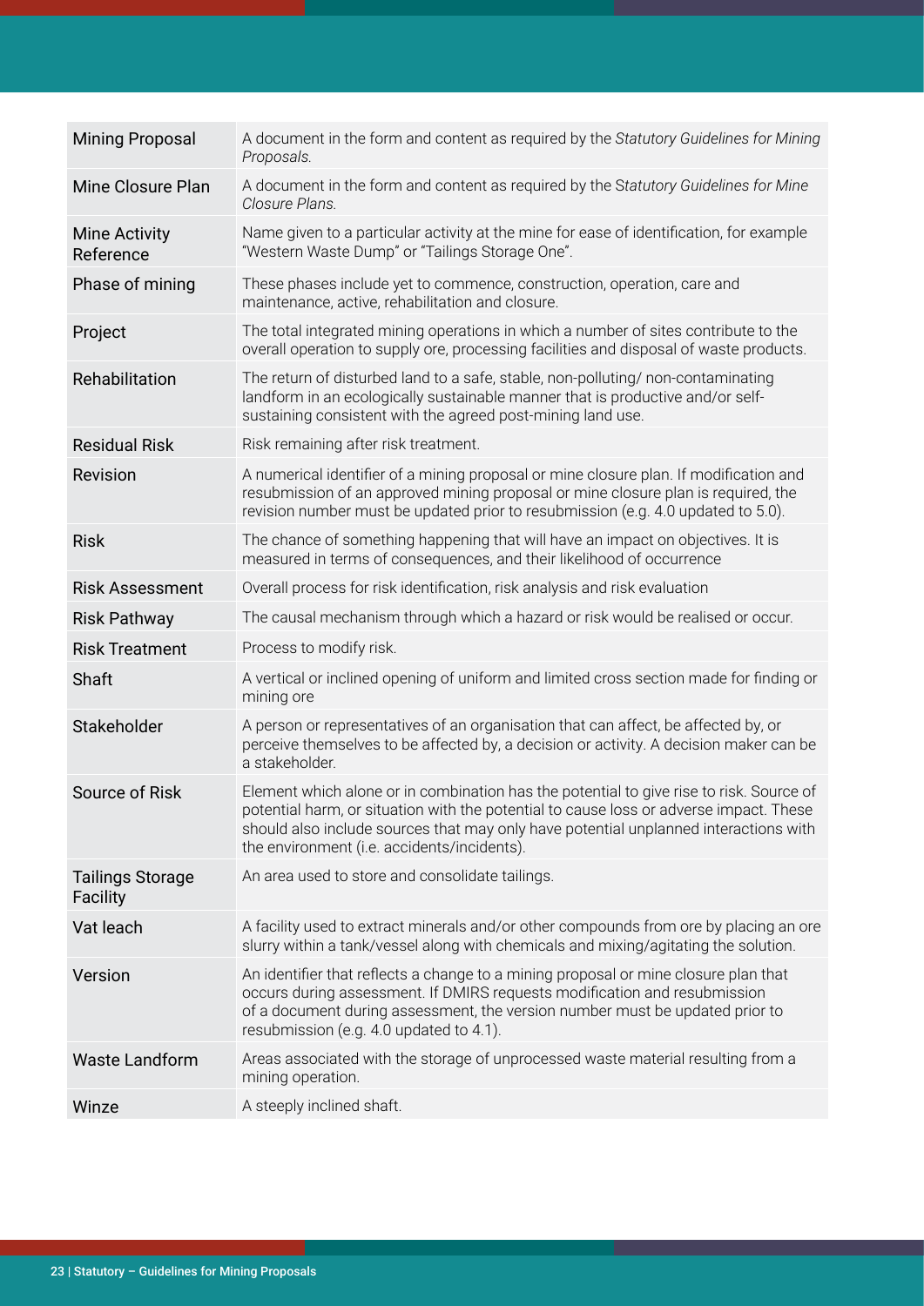| | |
|---|---|
| Mining Proposal | A document in the form and content as required by the *Statutory Guidelines for Mining Proposals.* |
| Mine Closure Plan | A document in the form and content as required by the *Statutory Guidelines for Mine Closure Plans.* |
| Mine Activity Reference | Name given to a particular activity at the mine for ease of identification, for example "Western Waste Dump" or "Tailings Storage One". |
| Phase of mining | These phases include yet to commence, construction, operation, care and maintenance, active, rehabilitation and closure. |
| Project | The total integrated mining operations in which a number of sites contribute to the overall operation to supply ore, processing facilities and disposal of waste products. |
| Rehabilitation | The return of disturbed land to a safe, stable, non-polluting/ non-contaminating landform in an ecologically sustainable manner that is productive and/or self-sustaining consistent with the agreed post-mining land use. |
| Residual Risk | Risk remaining after risk treatment. |
| Revision | A numerical identifier of a mining proposal or mine closure plan. If modification and resubmission of an approved mining proposal or mine closure plan is required, the revision number must be updated prior to resubmission (e.g. 4.0 updated to 5.0). |
| Risk | The chance of something happening that will have an impact on objectives. It is measured in terms of consequences, and their likelihood of occurrence |
| Risk Assessment | Overall process for risk identification, risk analysis and risk evaluation |
| Risk Pathway | The causal mechanism through which a hazard or risk would be realised or occur. |
| Risk Treatment | Process to modify risk. |
| Shaft | A vertical or inclined opening of uniform and limited cross section made for finding or mining ore |
| Stakeholder | A person or representatives of an organisation that can affect, be affected by, or perceive themselves to be affected by, a decision or activity. A decision maker can be a stakeholder. |
| Source of Risk | Element which alone or in combination has the potential to give rise to risk. Source of potential harm, or situation with the potential to cause loss or adverse impact. These should also include sources that may only have potential unplanned interactions with the environment (i.e. accidents/incidents). |
| Tailings Storage Facility | An area used to store and consolidate tailings. |
| Vat leach | A facility used to extract minerals and/or other compounds from ore by placing an ore slurry within a tank/vessel along with chemicals and mixing/agitating the solution. |
| Version | An identifier that reflects a change to a mining proposal or mine closure plan that occurs during assessment. If DMIRS requests modification and resubmission of a document during assessment, the version number must be updated prior to resubmission (e.g. 4.0 updated to 4.1). |
| Waste Landform | Areas associated with the storage of unprocessed waste material resulting from a mining operation. |
| Winze | A steeply inclined shaft. |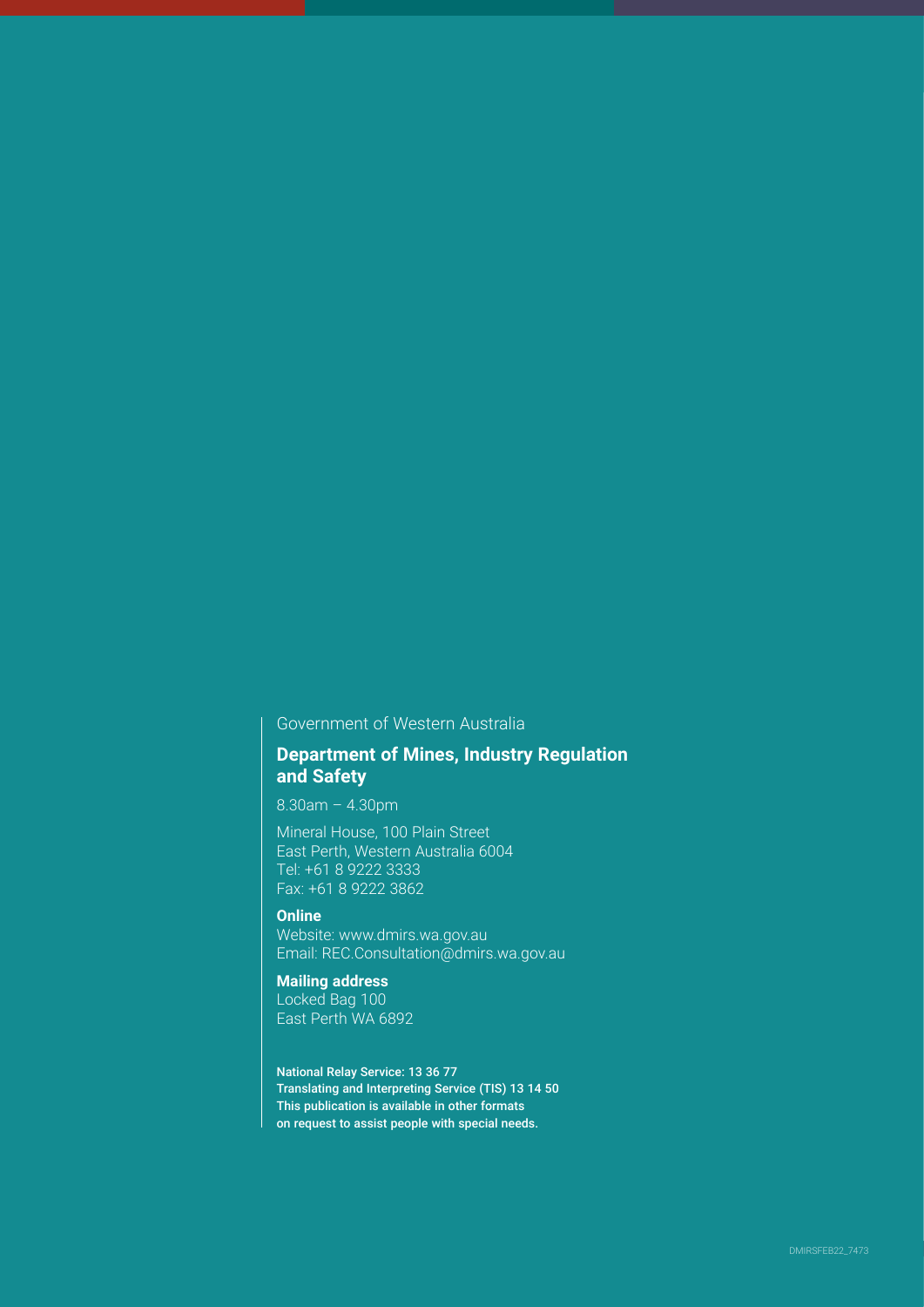Government of Western Australia

**Department of Mines, Industry Regulation and Safety**

8.30am – 4.30pm

Mineral House, 100 Plain Street
East Perth, Western Australia 6004
Tel: +61 8 9222 3333
Fax: +61 8 9222 3862

**Online**
Website: www.dmirs.wa.gov.au
Email: REC.Consultation@dmirs.wa.gov.au

**Mailing address**
Locked Bag 100
East Perth WA 6892

**National Relay Service: 13 36 77**
**Translating and Interpreting Service (TIS) 13 14 50**
**This publication is available in other formats on request to assist people with special needs.**

DMIRSFEB22_7473